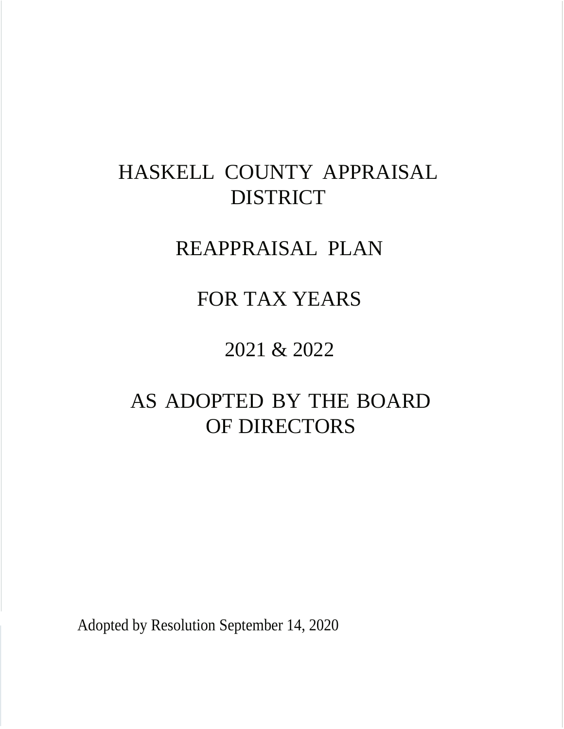# HASKELL COUNTY APPRAISAL DISTRICT

# REAPPRAISAL PLAN

# FOR TAX YEARS

# 2021 & 2022

# AS ADOPTED BY THE BOARD OF DIRECTORS

Adopted by Resolution September 14, 2020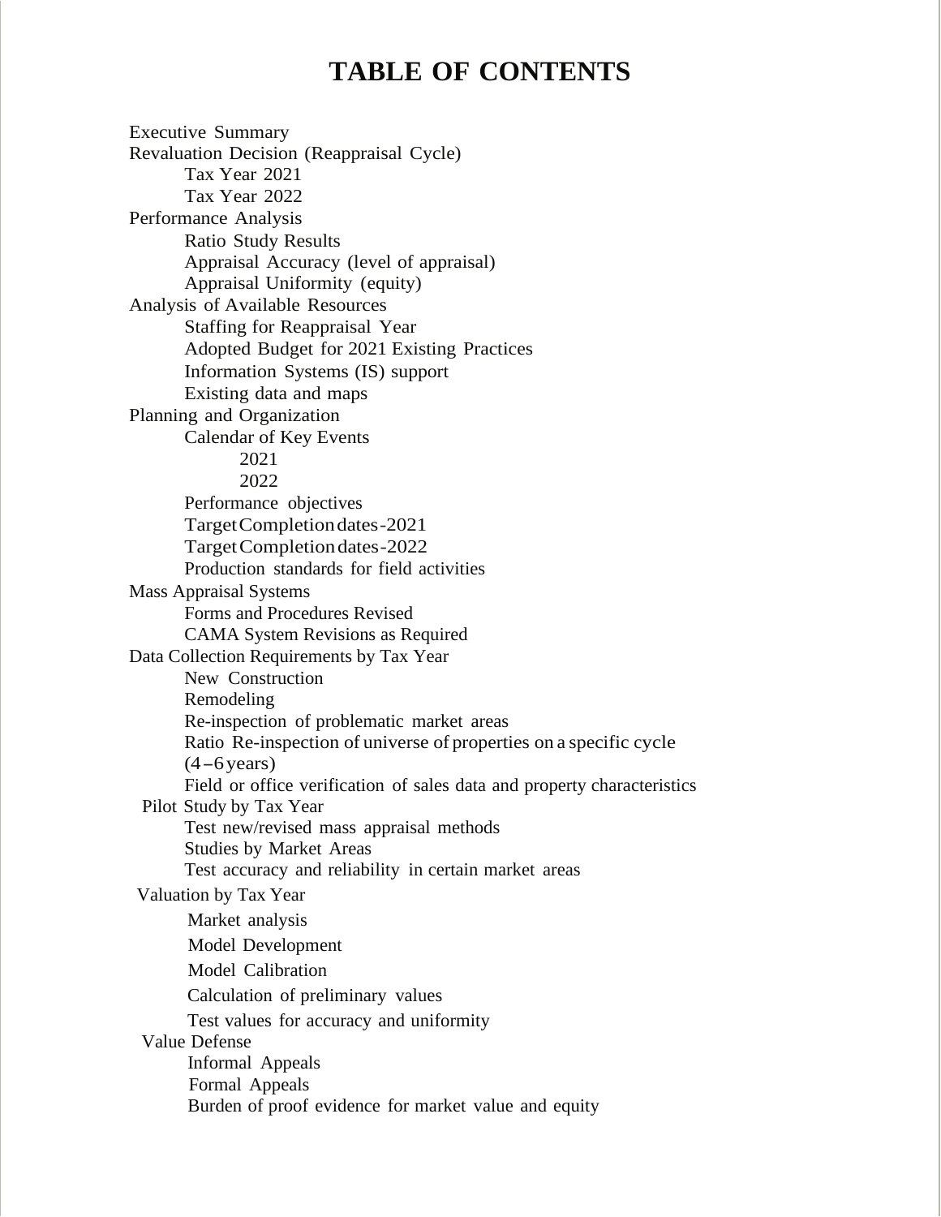# TABLE OF CONTENTS

- Executive Summary
- Revaluation Decision (Reappraisal Cycle)
  - Tax Year 2021
  - Tax Year 2022
- Performance Analysis
  - Ratio Study Results
  - Appraisal Accuracy (level of appraisal)
  - Appraisal Uniformity (equity)
- Analysis of Available Resources
  - Staffing for Reappraisal Year
  - Adopted Budget for 2021 Existing Practices
  - Information Systems (IS) support
  - Existing data and maps
- Planning and Organization
  - Calendar of Key Events
    - 2021
    - 2022
  - Performance objectives
  - Target Completion dates-2021
  - Target Completion dates-2022
  - Production standards for field activities
- Mass Appraisal Systems
  - Forms and Procedures Revised
  - CAMA System Revisions as Required
- Data Collection Requirements by Tax Year
  - New Construction
  - Remodeling
  - Re-inspection of problematic market areas
  - Ratio Re-inspection of universe of properties on a specific cycle (4–6 years)
  - Field or office verification of sales data and property characteristics
- Pilot Study by Tax Year
  - Test new/revised mass appraisal methods
  - Studies by Market Areas
  - Test accuracy and reliability in certain market areas
- Valuation by Tax Year
  - Market analysis
  - Model Development
  - Model Calibration
  - Calculation of preliminary values
  - Test values for accuracy and uniformity
- Value Defense
  - Informal Appeals
  - Formal Appeals
  - Burden of proof evidence for market value and equity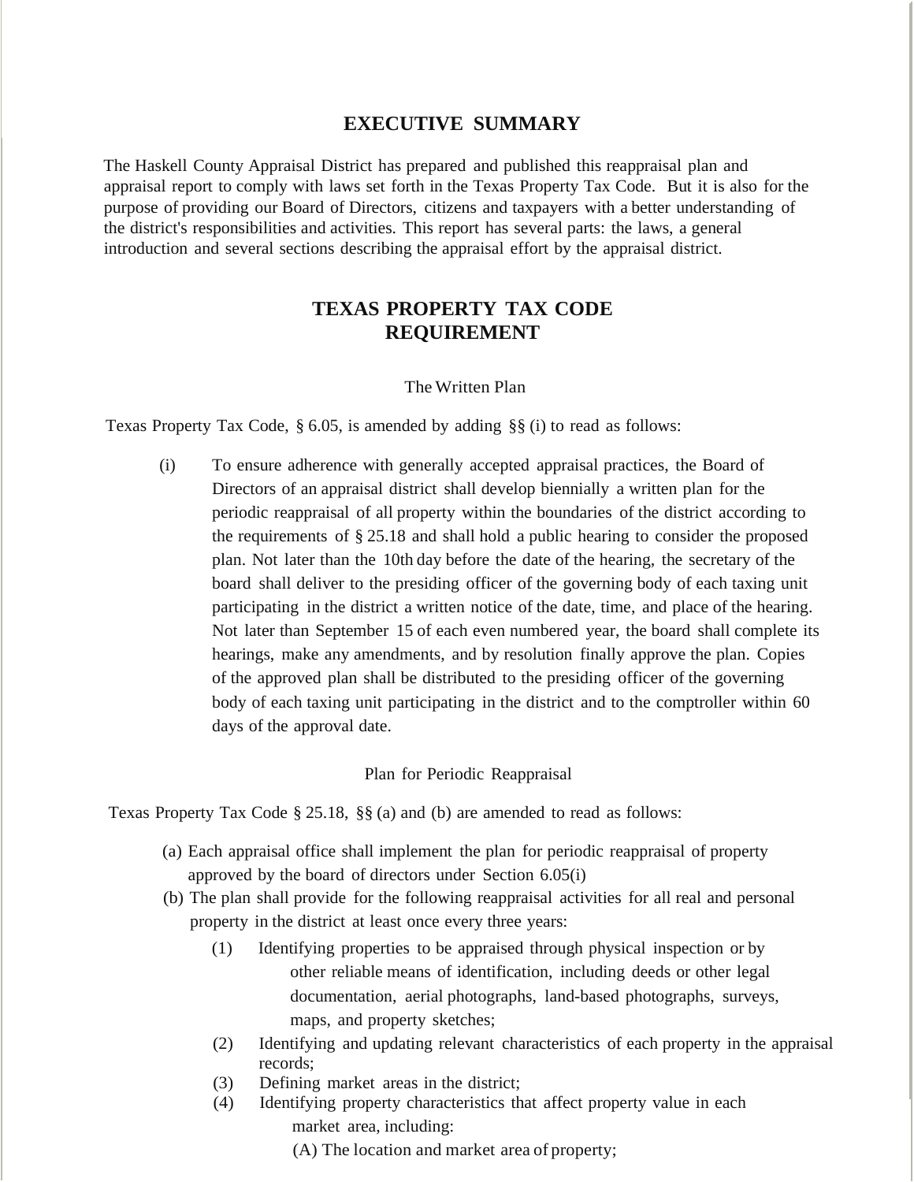## EXECUTIVE SUMMARY

The Haskell County Appraisal District has prepared and published this reappraisal plan and appraisal report to comply with laws set forth in the Texas Property Tax Code. But it is also for the purpose of providing our Board of Directors, citizens and taxpayers with a better understanding of the district's responsibilities and activities. This report has several parts: the laws, a general introduction and several sections describing the appraisal effort by the appraisal district.

## TEXAS PROPERTY TAX CODE REQUIREMENT

### The Written Plan

Texas Property Tax Code, § 6.05, is amended by adding §§ (i) to read as follows:

(i) To ensure adherence with generally accepted appraisal practices, the Board of Directors of an appraisal district shall develop biennially a written plan for the periodic reappraisal of all property within the boundaries of the district according to the requirements of § 25.18 and shall hold a public hearing to consider the proposed plan. Not later than the 10th day before the date of the hearing, the secretary of the board shall deliver to the presiding officer of the governing body of each taxing unit participating in the district a written notice of the date, time, and place of the hearing. Not later than September 15 of each even numbered year, the board shall complete its hearings, make any amendments, and by resolution finally approve the plan. Copies of the approved plan shall be distributed to the presiding officer of the governing body of each taxing unit participating in the district and to the comptroller within 60 days of the approval date.

### Plan for Periodic Reappraisal

Texas Property Tax Code § 25.18, §§ (a) and (b) are amended to read as follows:

(a) Each appraisal office shall implement the plan for periodic reappraisal of property approved by the board of directors under Section 6.05(i)

(b) The plan shall provide for the following reappraisal activities for all real and personal property in the district at least once every three years:

- (1) Identifying properties to be appraised through physical inspection or by other reliable means of identification, including deeds or other legal documentation, aerial photographs, land-based photographs, surveys, maps, and property sketches;
- (2) Identifying and updating relevant characteristics of each property in the appraisal records;
- (3) Defining market areas in the district;
- (4) Identifying property characteristics that affect property value in each market area, including:
  - (A) The location and market area of property;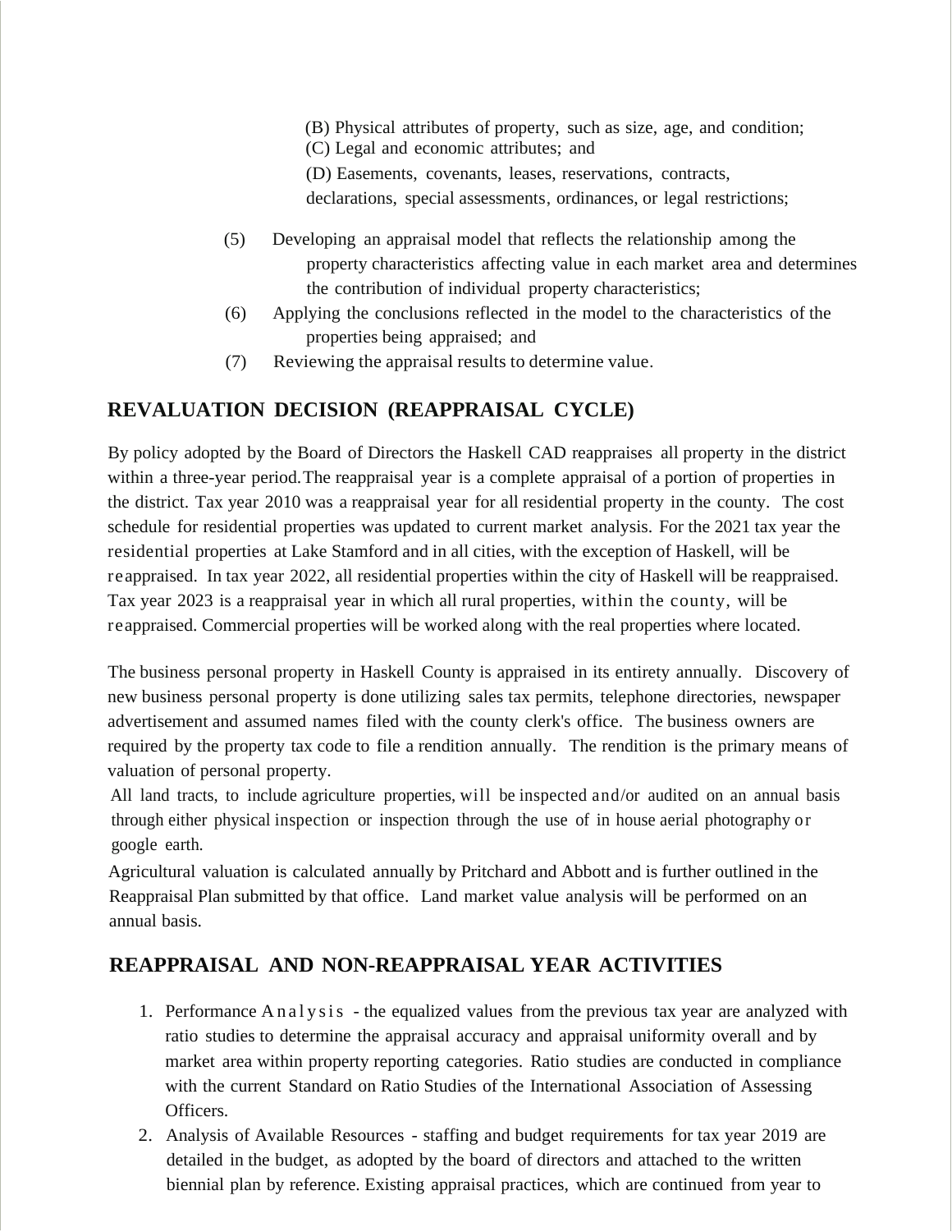(B) Physical attributes of property, such as size, age, and condition;
(C) Legal and economic attributes; and
(D) Easements, covenants, leases, reservations, contracts, declarations, special assessments, ordinances, or legal restrictions;

(5) Developing an appraisal model that reflects the relationship among the property characteristics affecting value in each market area and determines the contribution of individual property characteristics;

(6) Applying the conclusions reflected in the model to the characteristics of the properties being appraised; and

(7) Reviewing the appraisal results to determine value.

## REVALUATION DECISION (REAPPRAISAL CYCLE)

By policy adopted by the Board of Directors the Haskell CAD reappraises all property in the district within a three-year period.The reappraisal year is a complete appraisal of a portion of properties in the district. Tax year 2010 was a reappraisal year for all residential property in the county. The cost schedule for residential properties was updated to current market analysis. For the 2021 tax year the residential properties at Lake Stamford and in all cities, with the exception of Haskell, will be reappraised. In tax year 2022, all residential properties within the city of Haskell will be reappraised. Tax year 2023 is a reappraisal year in which all rural properties, within the county, will be reappraised. Commercial properties will be worked along with the real properties where located.

The business personal property in Haskell County is appraised in its entirety annually. Discovery of new business personal property is done utilizing sales tax permits, telephone directories, newspaper advertisement and assumed names filed with the county clerk's office. The business owners are required by the property tax code to file a rendition annually. The rendition is the primary means of valuation of personal property.

All land tracts, to include agriculture properties, will be inspected and/or audited on an annual basis through either physical inspection or inspection through the use of in house aerial photography or google earth.

Agricultural valuation is calculated annually by Pritchard and Abbott and is further outlined in the Reappraisal Plan submitted by that office. Land market value analysis will be performed on an annual basis.

## REAPPRAISAL AND NON-REAPPRAISAL YEAR ACTIVITIES

1. Performance Analysis - the equalized values from the previous tax year are analyzed with ratio studies to determine the appraisal accuracy and appraisal uniformity overall and by market area within property reporting categories. Ratio studies are conducted in compliance with the current Standard on Ratio Studies of the International Association of Assessing Officers.
2. Analysis of Available Resources - staffing and budget requirements for tax year 2019 are detailed in the budget, as adopted by the board of directors and attached to the written biennial plan by reference. Existing appraisal practices, which are continued from year to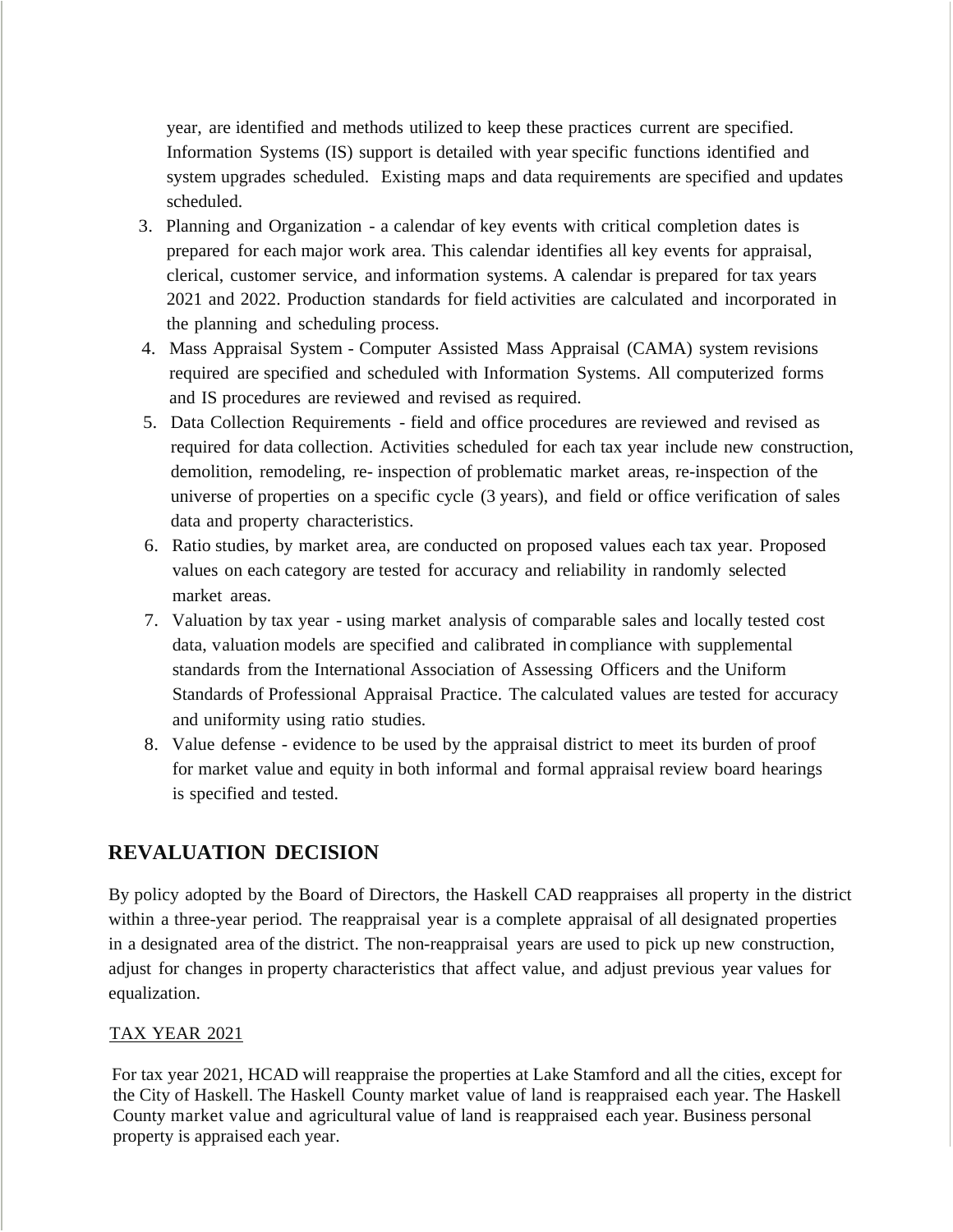year, are identified and methods utilized to keep these practices current are specified. Information Systems (IS) support is detailed with year specific functions identified and system upgrades scheduled. Existing maps and data requirements are specified and updates scheduled.

3. Planning and Organization - a calendar of key events with critical completion dates is prepared for each major work area. This calendar identifies all key events for appraisal, clerical, customer service, and information systems. A calendar is prepared for tax years 2021 and 2022. Production standards for field activities are calculated and incorporated in the planning and scheduling process.
4. Mass Appraisal System - Computer Assisted Mass Appraisal (CAMA) system revisions required are specified and scheduled with Information Systems. All computerized forms and IS procedures are reviewed and revised as required.
5. Data Collection Requirements - field and office procedures are reviewed and revised as required for data collection. Activities scheduled for each tax year include new construction, demolition, remodeling, re- inspection of problematic market areas, re-inspection of the universe of properties on a specific cycle (3 years), and field or office verification of sales data and property characteristics.
6. Ratio studies, by market area, are conducted on proposed values each tax year. Proposed values on each category are tested for accuracy and reliability in randomly selected market areas.
7. Valuation by tax year - using market analysis of comparable sales and locally tested cost data, valuation models are specified and calibrated in compliance with supplemental standards from the International Association of Assessing Officers and the Uniform Standards of Professional Appraisal Practice. The calculated values are tested for accuracy and uniformity using ratio studies.
8. Value defense - evidence to be used by the appraisal district to meet its burden of proof for market value and equity in both informal and formal appraisal review board hearings is specified and tested.

## REVALUATION DECISION

By policy adopted by the Board of Directors, the Haskell CAD reappraises all property in the district within a three-year period. The reappraisal year is a complete appraisal of all designated properties in a designated area of the district. The non-reappraisal years are used to pick up new construction, adjust for changes in property characteristics that affect value, and adjust previous year values for equalization.

### TAX YEAR 2021

For tax year 2021, HCAD will reappraise the properties at Lake Stamford and all the cities, except for the City of Haskell. The Haskell County market value of land is reappraised each year. The Haskell County market value and agricultural value of land is reappraised each year. Business personal property is appraised each year.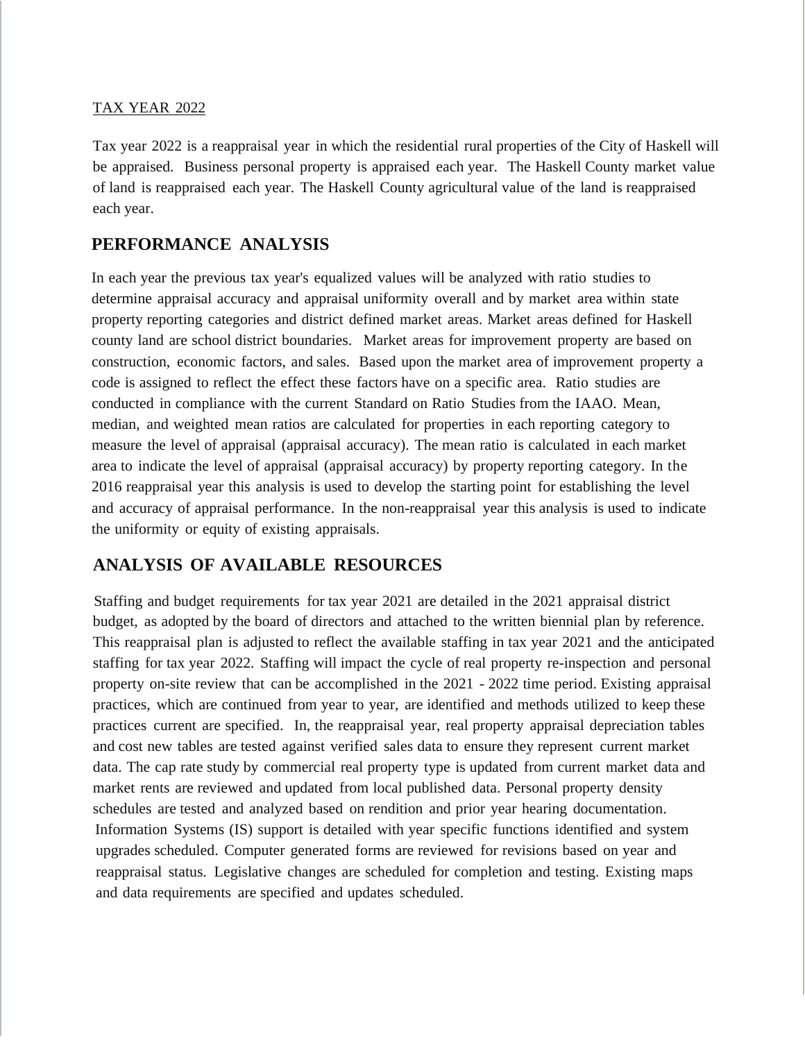TAX YEAR 2022

Tax year 2022 is a reappraisal year in which the residential rural properties of the City of Haskell will be appraised. Business personal property is appraised each year. The Haskell County market value of land is reappraised each year. The Haskell County agricultural value of the land is reappraised each year.

## PERFORMANCE ANALYSIS

In each year the previous tax year's equalized values will be analyzed with ratio studies to determine appraisal accuracy and appraisal uniformity overall and by market area within state property reporting categories and district defined market areas. Market areas defined for Haskell county land are school district boundaries. Market areas for improvement property are based on construction, economic factors, and sales. Based upon the market area of improvement property a code is assigned to reflect the effect these factors have on a specific area. Ratio studies are conducted in compliance with the current Standard on Ratio Studies from the IAAO. Mean, median, and weighted mean ratios are calculated for properties in each reporting category to measure the level of appraisal (appraisal accuracy). The mean ratio is calculated in each market area to indicate the level of appraisal (appraisal accuracy) by property reporting category. In the 2016 reappraisal year this analysis is used to develop the starting point for establishing the level and accuracy of appraisal performance. In the non-reappraisal year this analysis is used to indicate the uniformity or equity of existing appraisals.

## ANALYSIS OF AVAILABLE RESOURCES

Staffing and budget requirements for tax year 2021 are detailed in the 2021 appraisal district budget, as adopted by the board of directors and attached to the written biennial plan by reference. This reappraisal plan is adjusted to reflect the available staffing in tax year 2021 and the anticipated staffing for tax year 2022. Staffing will impact the cycle of real property re-inspection and personal property on-site review that can be accomplished in the 2021 - 2022 time period. Existing appraisal practices, which are continued from year to year, are identified and methods utilized to keep these practices current are specified. In, the reappraisal year, real property appraisal depreciation tables and cost new tables are tested against verified sales data to ensure they represent current market data. The cap rate study by commercial real property type is updated from current market data and market rents are reviewed and updated from local published data. Personal property density schedules are tested and analyzed based on rendition and prior year hearing documentation. Information Systems (IS) support is detailed with year specific functions identified and system upgrades scheduled. Computer generated forms are reviewed for revisions based on year and reappraisal status. Legislative changes are scheduled for completion and testing. Existing maps and data requirements are specified and updates scheduled.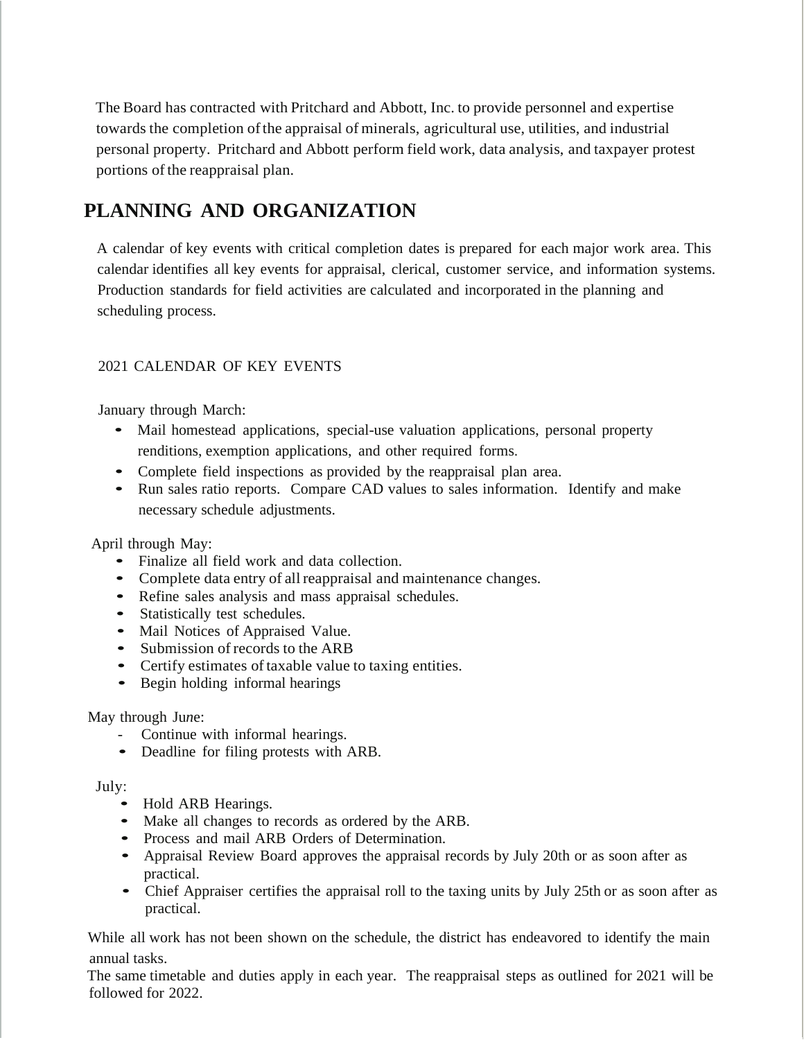The Board has contracted with Pritchard and Abbott, Inc. to provide personnel and expertise towards the completion of the appraisal of minerals, agricultural use, utilities, and industrial personal property. Pritchard and Abbott perform field work, data analysis, and taxpayer protest portions of the reappraisal plan.

## PLANNING AND ORGANIZATION

A calendar of key events with critical completion dates is prepared for each major work area. This calendar identifies all key events for appraisal, clerical, customer service, and information systems. Production standards for field activities are calculated and incorporated in the planning and scheduling process.

2021 CALENDAR OF KEY EVENTS

January through March:

- Mail homestead applications, special-use valuation applications, personal property renditions, exemption applications, and other required forms.
- Complete field inspections as provided by the reappraisal plan area.
- Run sales ratio reports. Compare CAD values to sales information. Identify and make necessary schedule adjustments.

April through May:

- Finalize all field work and data collection.
- Complete data entry of all reappraisal and maintenance changes.
- Refine sales analysis and mass appraisal schedules.
- Statistically test schedules.
- Mail Notices of Appraised Value.
- Submission of records to the ARB
- Certify estimates of taxable value to taxing entities.
- Begin holding informal hearings

May through June:

- Continue with informal hearings.
- Deadline for filing protests with ARB.

July:

- Hold ARB Hearings.
- Make all changes to records as ordered by the ARB.
- Process and mail ARB Orders of Determination.
- Appraisal Review Board approves the appraisal records by July 20th or as soon after as practical.
- Chief Appraiser certifies the appraisal roll to the taxing units by July 25th or as soon after as practical.

While all work has not been shown on the schedule, the district has endeavored to identify the main annual tasks.
The same timetable and duties apply in each year. The reappraisal steps as outlined for 2021 will be followed for 2022.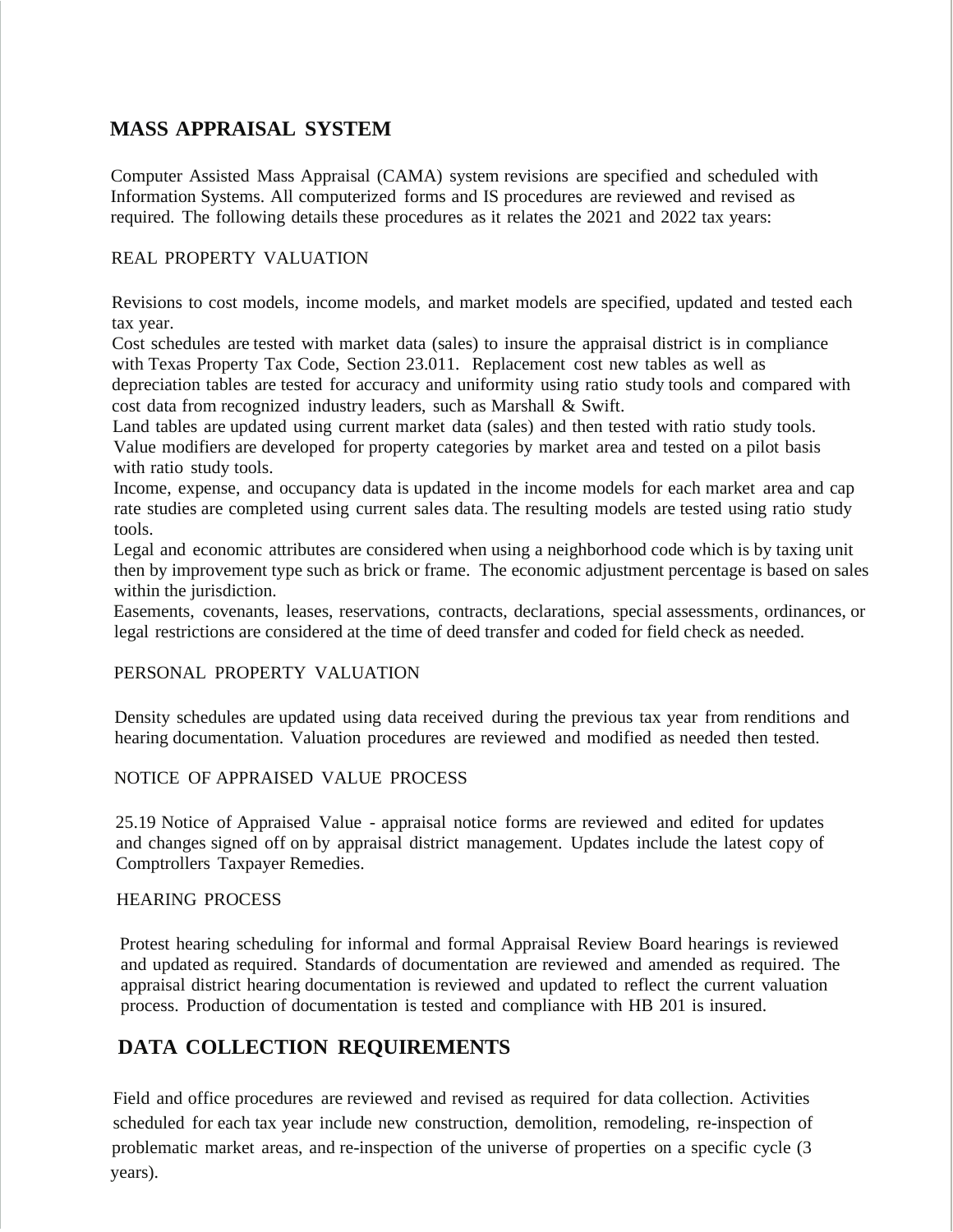## MASS APPRAISAL SYSTEM

Computer Assisted Mass Appraisal (CAMA) system revisions are specified and scheduled with Information Systems. All computerized forms and IS procedures are reviewed and revised as required. The following details these procedures as it relates the 2021 and 2022 tax years:

### REAL PROPERTY VALUATION

Revisions to cost models, income models, and market models are specified, updated and tested each tax year.
Cost schedules are tested with market data (sales) to insure the appraisal district is in compliance with Texas Property Tax Code, Section 23.011. Replacement cost new tables as well as depreciation tables are tested for accuracy and uniformity using ratio study tools and compared with cost data from recognized industry leaders, such as Marshall & Swift.
Land tables are updated using current market data (sales) and then tested with ratio study tools.
Value modifiers are developed for property categories by market area and tested on a pilot basis with ratio study tools.
Income, expense, and occupancy data is updated in the income models for each market area and cap rate studies are completed using current sales data. The resulting models are tested using ratio study tools.
Legal and economic attributes are considered when using a neighborhood code which is by taxing unit then by improvement type such as brick or frame. The economic adjustment percentage is based on sales within the jurisdiction.
Easements, covenants, leases, reservations, contracts, declarations, special assessments, ordinances, or legal restrictions are considered at the time of deed transfer and coded for field check as needed.

### PERSONAL PROPERTY VALUATION

Density schedules are updated using data received during the previous tax year from renditions and hearing documentation. Valuation procedures are reviewed and modified as needed then tested.

### NOTICE OF APPRAISED VALUE PROCESS

25.19 Notice of Appraised Value - appraisal notice forms are reviewed and edited for updates and changes signed off on by appraisal district management. Updates include the latest copy of Comptrollers Taxpayer Remedies.

### HEARING PROCESS

Protest hearing scheduling for informal and formal Appraisal Review Board hearings is reviewed and updated as required. Standards of documentation are reviewed and amended as required. The appraisal district hearing documentation is reviewed and updated to reflect the current valuation process. Production of documentation is tested and compliance with HB 201 is insured.

## DATA COLLECTION REQUIREMENTS

Field and office procedures are reviewed and revised as required for data collection. Activities scheduled for each tax year include new construction, demolition, remodeling, re-inspection of problematic market areas, and re-inspection of the universe of properties on a specific cycle (3 years).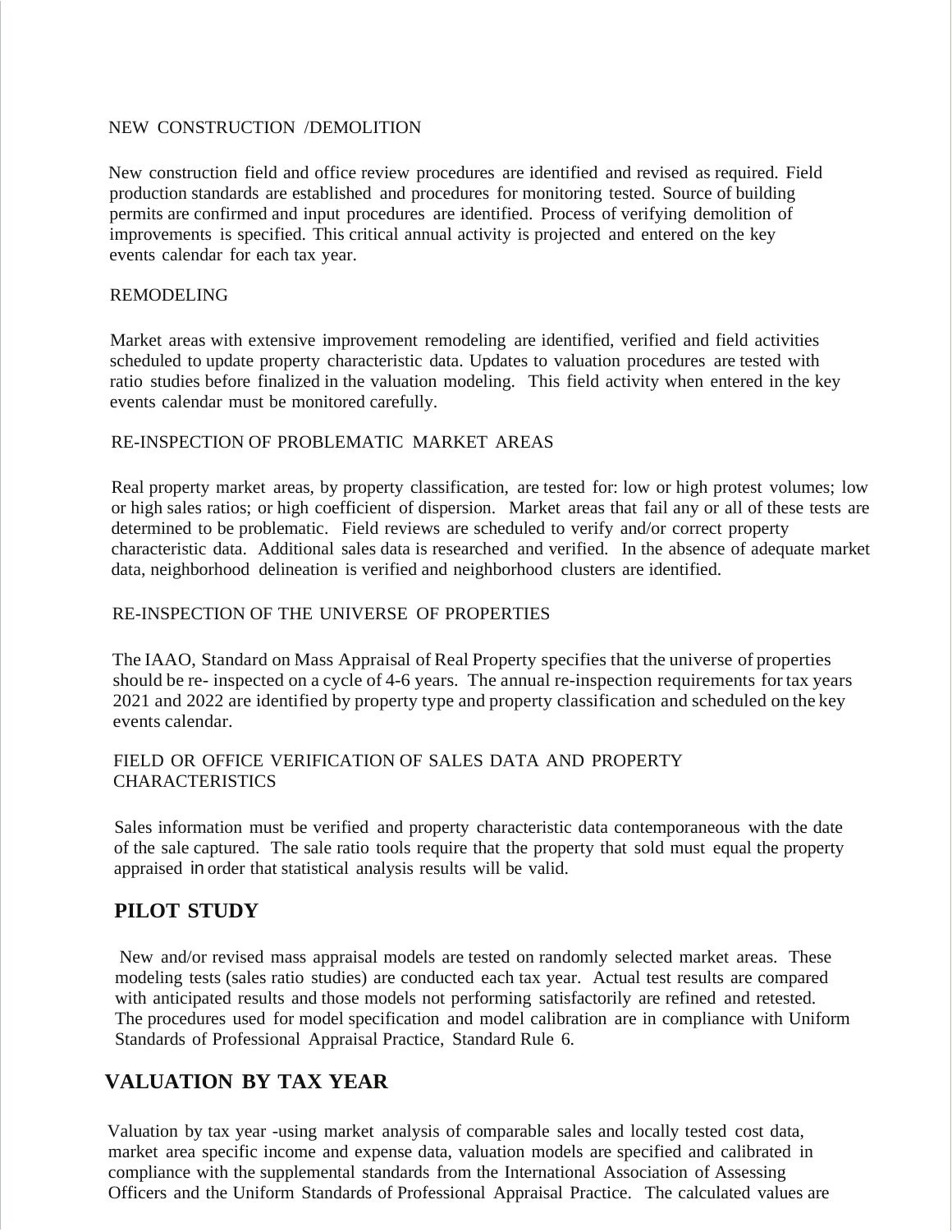### NEW CONSTRUCTION /DEMOLITION

New construction field and office review procedures are identified and revised as required. Field production standards are established and procedures for monitoring tested. Source of building permits are confirmed and input procedures are identified. Process of verifying demolition of improvements is specified. This critical annual activity is projected and entered on the key events calendar for each tax year.

### REMODELING

Market areas with extensive improvement remodeling are identified, verified and field activities scheduled to update property characteristic data. Updates to valuation procedures are tested with ratio studies before finalized in the valuation modeling. This field activity when entered in the key events calendar must be monitored carefully.

### RE-INSPECTION OF PROBLEMATIC MARKET AREAS

Real property market areas, by property classification, are tested for: low or high protest volumes; low or high sales ratios; or high coefficient of dispersion. Market areas that fail any or all of these tests are determined to be problematic. Field reviews are scheduled to verify and/or correct property characteristic data. Additional sales data is researched and verified. In the absence of adequate market data, neighborhood delineation is verified and neighborhood clusters are identified.

### RE-INSPECTION OF THE UNIVERSE OF PROPERTIES

The IAAO, Standard on Mass Appraisal of Real Property specifies that the universe of properties should be re- inspected on a cycle of 4-6 years. The annual re-inspection requirements for tax years 2021 and 2022 are identified by property type and property classification and scheduled on the key events calendar.

### FIELD OR OFFICE VERIFICATION OF SALES DATA AND PROPERTY CHARACTERISTICS

Sales information must be verified and property characteristic data contemporaneous with the date of the sale captured. The sale ratio tools require that the property that sold must equal the property appraised in order that statistical analysis results will be valid.

## PILOT STUDY

New and/or revised mass appraisal models are tested on randomly selected market areas. These modeling tests (sales ratio studies) are conducted each tax year. Actual test results are compared with anticipated results and those models not performing satisfactorily are refined and retested. The procedures used for model specification and model calibration are in compliance with Uniform Standards of Professional Appraisal Practice, Standard Rule 6.

## VALUATION BY TAX YEAR

Valuation by tax year -using market analysis of comparable sales and locally tested cost data, market area specific income and expense data, valuation models are specified and calibrated in compliance with the supplemental standards from the International Association of Assessing Officers and the Uniform Standards of Professional Appraisal Practice. The calculated values are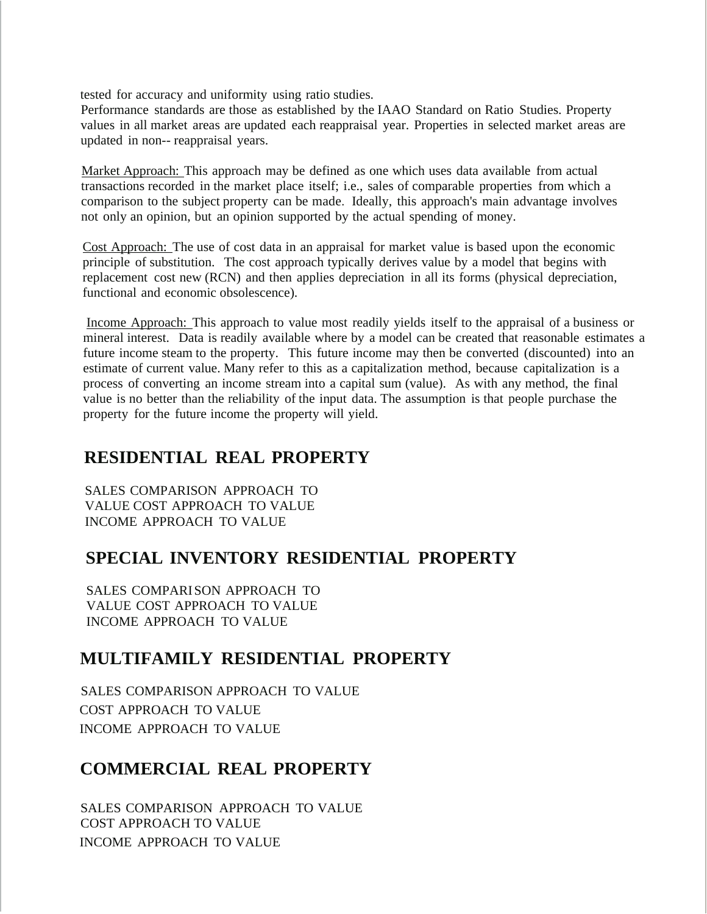tested for accuracy and uniformity using ratio studies.
Performance standards are those as established by the IAAO Standard on Ratio Studies. Property values in all market areas are updated each reappraisal year. Properties in selected market areas are updated in non-- reappraisal years.

Market Approach: This approach may be defined as one which uses data available from actual transactions recorded in the market place itself; i.e., sales of comparable properties from which a comparison to the subject property can be made. Ideally, this approach's main advantage involves not only an opinion, but an opinion supported by the actual spending of money.

Cost Approach: The use of cost data in an appraisal for market value is based upon the economic principle of substitution. The cost approach typically derives value by a model that begins with replacement cost new (RCN) and then applies depreciation in all its forms (physical depreciation, functional and economic obsolescence).

Income Approach: This approach to value most readily yields itself to the appraisal of a business or mineral interest. Data is readily available where by a model can be created that reasonable estimates a future income steam to the property. This future income may then be converted (discounted) into an estimate of current value. Many refer to this as a capitalization method, because capitalization is a process of converting an income stream into a capital sum (value). As with any method, the final value is no better than the reliability of the input data. The assumption is that people purchase the property for the future income the property will yield.

## RESIDENTIAL REAL PROPERTY

SALES COMPARISON APPROACH TO VALUE
COST APPROACH TO VALUE
INCOME APPROACH TO VALUE

## SPECIAL INVENTORY RESIDENTIAL PROPERTY

SALES COMPARISON APPROACH TO VALUE
COST APPROACH TO VALUE
INCOME APPROACH TO VALUE

## MULTIFAMILY RESIDENTIAL PROPERTY

SALES COMPARISON APPROACH TO VALUE
COST APPROACH TO VALUE
INCOME APPROACH TO VALUE

## COMMERCIAL REAL PROPERTY

SALES COMPARISON APPROACH TO VALUE
COST APPROACH TO VALUE
INCOME APPROACH TO VALUE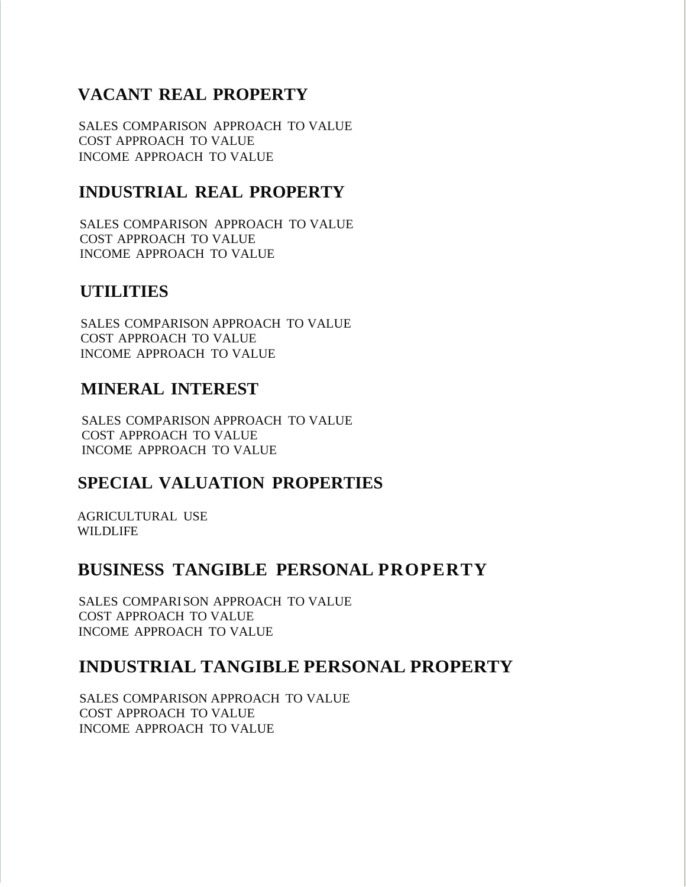## VACANT REAL PROPERTY

SALES COMPARISON APPROACH TO VALUE
COST APPROACH TO VALUE
INCOME APPROACH TO VALUE

## INDUSTRIAL REAL PROPERTY

SALES COMPARISON APPROACH TO VALUE
COST APPROACH TO VALUE
INCOME APPROACH TO VALUE

## UTILITIES

SALES COMPARISON APPROACH TO VALUE
COST APPROACH TO VALUE
INCOME APPROACH TO VALUE

## MINERAL INTEREST

SALES COMPARISON APPROACH TO VALUE
COST APPROACH TO VALUE
INCOME APPROACH TO VALUE

## SPECIAL VALUATION PROPERTIES

AGRICULTURAL USE
WILDLIFE

## BUSINESS TANGIBLE PERSONAL PROPERTY

SALES COMPARISON APPROACH TO VALUE
COST APPROACH TO VALUE
INCOME APPROACH TO VALUE

## INDUSTRIAL TANGIBLE PERSONAL PROPERTY

SALES COMPARISON APPROACH TO VALUE
COST APPROACH TO VALUE
INCOME APPROACH TO VALUE